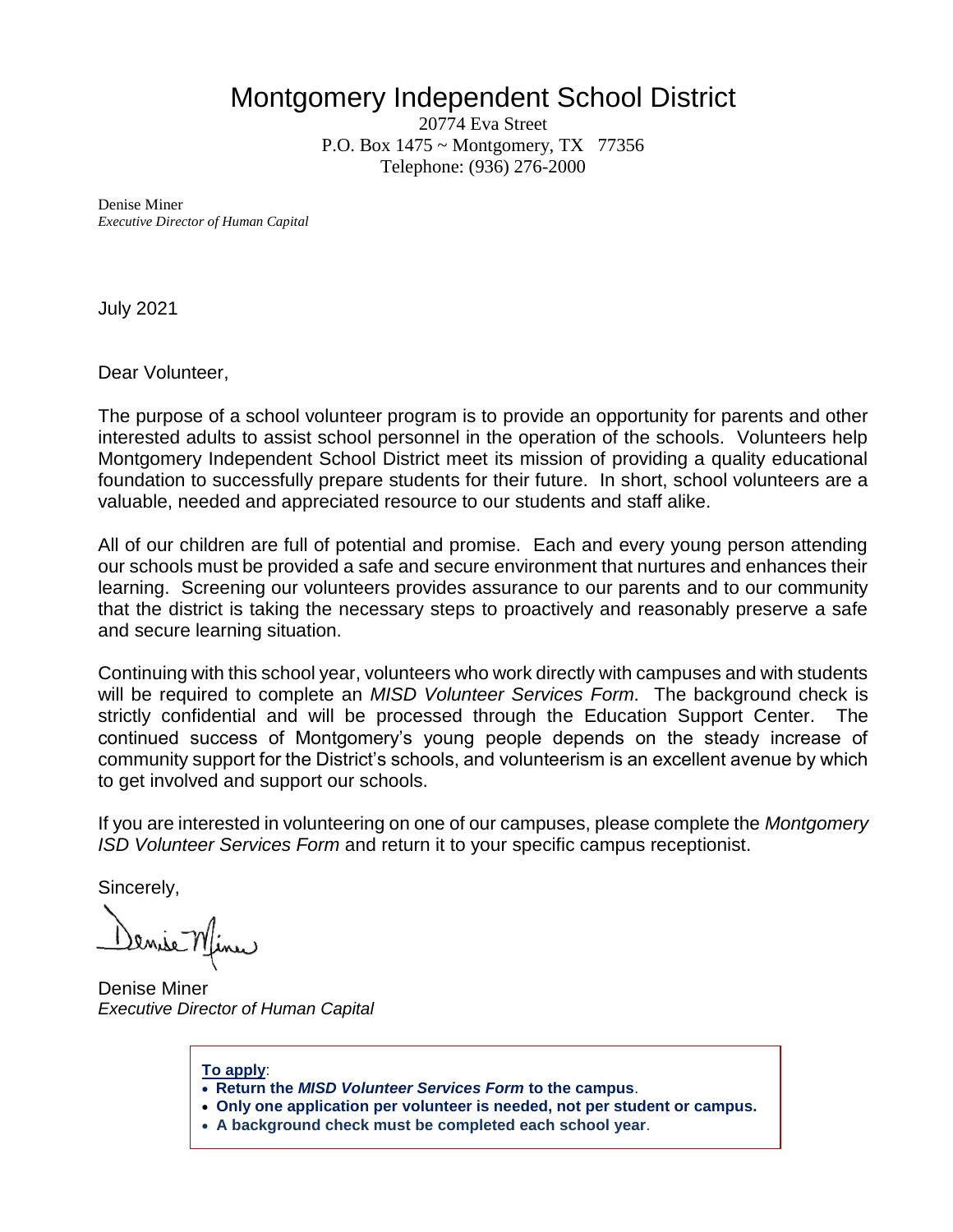# Montgomery Independent School District

20774 Eva Street
P.O. Box 1475 ~ Montgomery, TX 77356
Telephone: (936) 276-2000

Denise Miner
*Executive Director of Human Capital*

July 2021

Dear Volunteer,

The purpose of a school volunteer program is to provide an opportunity for parents and other interested adults to assist school personnel in the operation of the schools. Volunteers help Montgomery Independent School District meet its mission of providing a quality educational foundation to successfully prepare students for their future. In short, school volunteers are a valuable, needed and appreciated resource to our students and staff alike.

All of our children are full of potential and promise. Each and every young person attending our schools must be provided a safe and secure environment that nurtures and enhances their learning. Screening our volunteers provides assurance to our parents and to our community that the district is taking the necessary steps to proactively and reasonably preserve a safe and secure learning situation.

Continuing with this school year, volunteers who work directly with campuses and with students will be required to complete an *MISD Volunteer Services Form*. The background check is strictly confidential and will be processed through the Education Support Center. The continued success of Montgomery's young people depends on the steady increase of community support for the District's schools, and volunteerism is an excellent avenue by which to get involved and support our schools.

If you are interested in volunteering on one of our campuses, please complete the *Montgomery ISD Volunteer Services Form* and return it to your specific campus receptionist.

Sincerely,

Denise Miner
*Executive Director of Human Capital*

**To apply**:

- **Return the *MISD Volunteer Services Form* to the campus**.
- **Only one application per volunteer is needed, not per student or campus.**
- **A background check must be completed each school year**.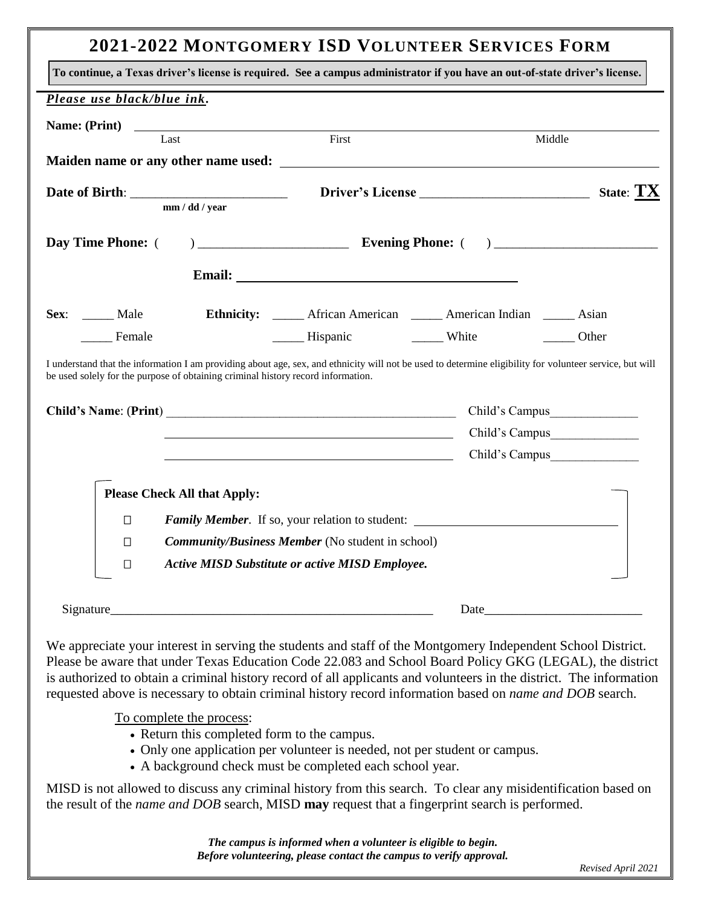# 2021-2022 MONTGOMERY ISD VOLUNTEER SERVICES FORM

**To continue, a Texas driver's license is required. See a campus administrator if you have an out-of-state driver's license.**

***Please use black/blue ink.***

**Name: (Print)** ______________________________________________
Last First Middle

**Maiden name or any other name used:** ______________________________________________

**Date of Birth**: ________________________ **Driver's License** __________________________ **State**: **TX**
mm / dd / year

**Day Time Phone:** ( ) _______________________ **Evening Phone:** ( ) _________________________

**Email:** ________________________________________

**Sex**: _____ Male _____ Female

**Ethnicity:** _____ African American _____ American Indian _____ Asian _____ Hispanic _____ White _____ Other

I understand that the information I am providing about age, sex, and ethnicity will not be used to determine eligibility for volunteer service, but will be used solely for the purpose of obtaining criminal history record information.

**Child's Name**: (**Print**) ______________________________________________ Child's Campus______________

______________________________________________ Child's Campus______________

______________________________________________ Child's Campus______________

**Please Check All that Apply:**

- ☐ ***Family Member***. If so, your relation to student: ______________________________
- ☐ ***Community/Business Member*** (No student in school)
- ☐ ***Active MISD Substitute or active MISD Employee.***

Signature____________________________________________________ Date________________________

We appreciate your interest in serving the students and staff of the Montgomery Independent School District. Please be aware that under Texas Education Code 22.083 and School Board Policy GKG (LEGAL), the district is authorized to obtain a criminal history record of all applicants and volunteers in the district. The information requested above is necessary to obtain criminal history record information based on *name and DOB* search.

To complete the process:

- Return this completed form to the campus.
- Only one application per volunteer is needed, not per student or campus.
- A background check must be completed each school year.

MISD is not allowed to discuss any criminal history from this search. To clear any misidentification based on the result of the *name and DOB* search, MISD **may** request that a fingerprint search is performed.

***The campus is informed when a volunteer is eligible to begin.***
***Before volunteering, please contact the campus to verify approval.***

*Revised April 2021*